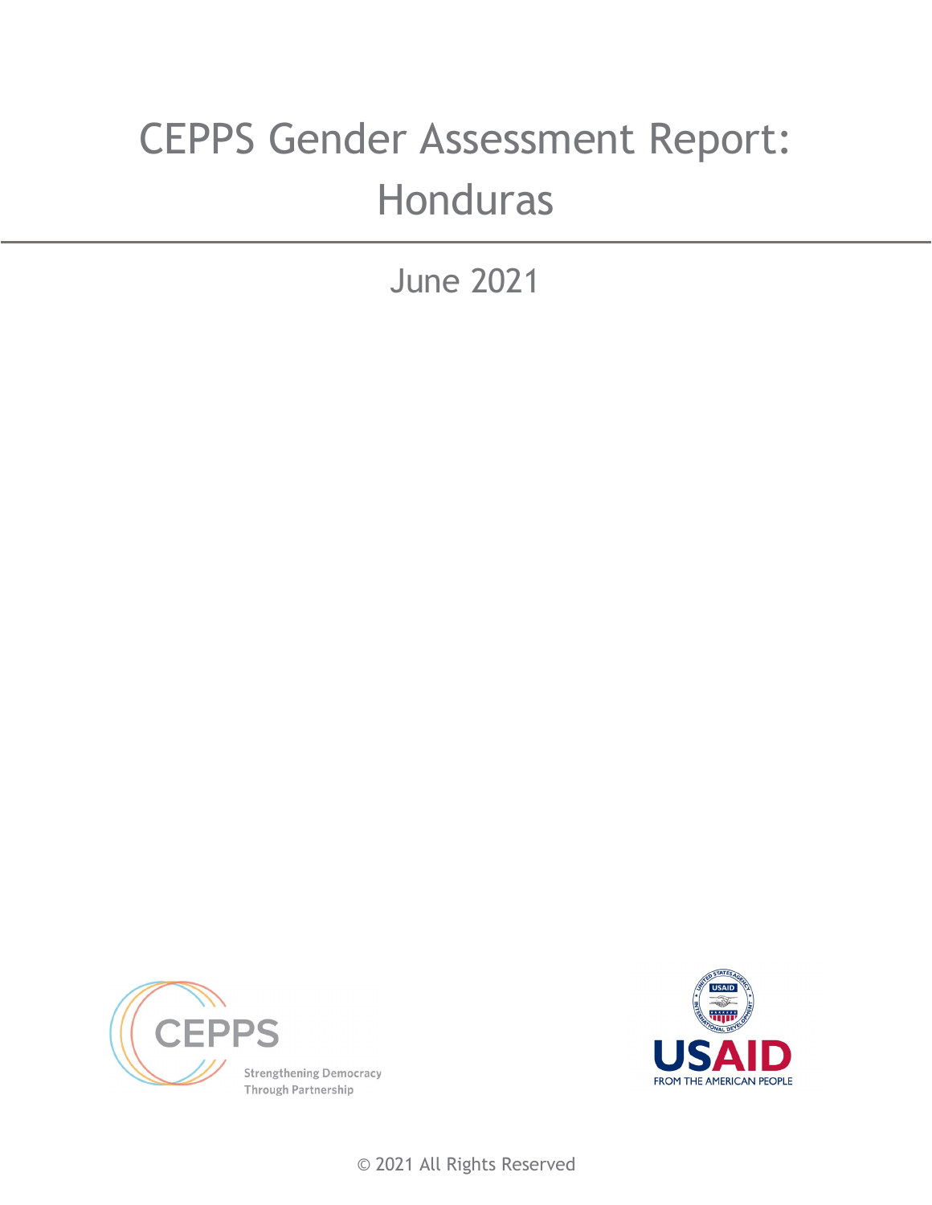# CEPPS Gender Assessment Report: Honduras

June 2021

CEPPS

Strengthening Democracy Through Partnership

USAID

FROM THE AMERICAN PEOPLE

© 2021 All Rights Reserved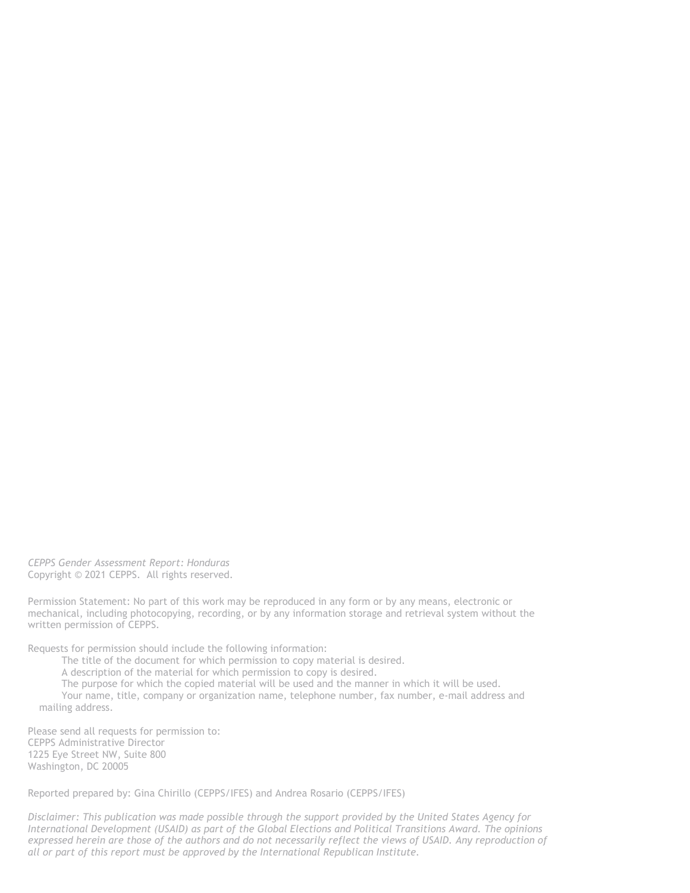*CEPPS Gender Assessment Report: Honduras*
Copyright © 2021 CEPPS. All rights reserved.

Permission Statement: No part of this work may be reproduced in any form or by any means, electronic or mechanical, including photocopying, recording, or by any information storage and retrieval system without the written permission of CEPPS.

Requests for permission should include the following information:

The title of the document for which permission to copy material is desired.
A description of the material for which permission to copy is desired.
The purpose for which the copied material will be used and the manner in which it will be used.
Your name, title, company or organization name, telephone number, fax number, e-mail address and mailing address.

Please send all requests for permission to:
CEPPS Administrative Director
1225 Eye Street NW, Suite 800
Washington, DC 20005

Reported prepared by: Gina Chirillo (CEPPS/IFES) and Andrea Rosario (CEPPS/IFES)

*Disclaimer: This publication was made possible through the support provided by the United States Agency for International Development (USAID) as part of the Global Elections and Political Transitions Award. The opinions expressed herein are those of the authors and do not necessarily reflect the views of USAID. Any reproduction of all or part of this report must be approved by the International Republican Institute.*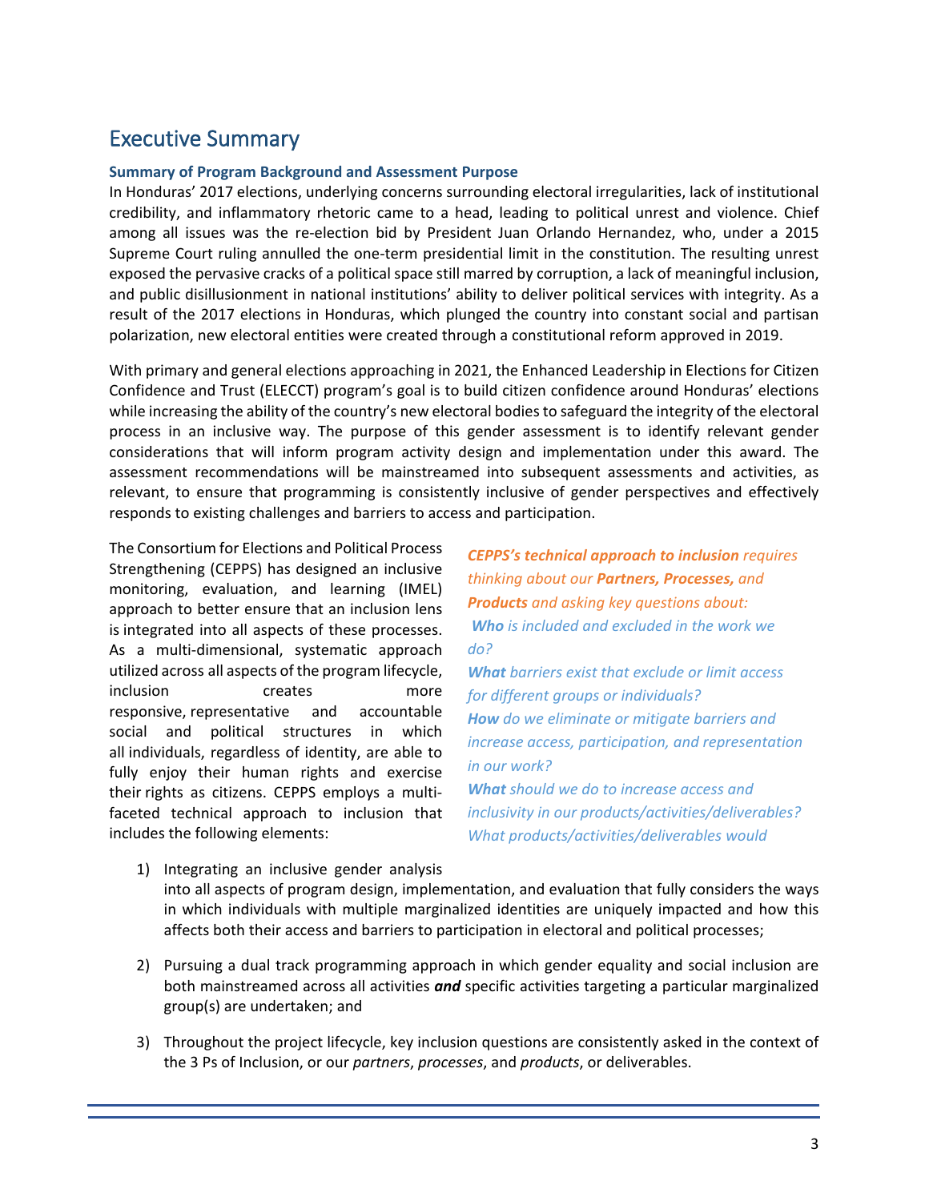# Executive Summary

### Summary of Program Background and Assessment Purpose

In Honduras' 2017 elections, underlying concerns surrounding electoral irregularities, lack of institutional credibility, and inflammatory rhetoric came to a head, leading to political unrest and violence. Chief among all issues was the re-election bid by President Juan Orlando Hernandez, who, under a 2015 Supreme Court ruling annulled the one-term presidential limit in the constitution. The resulting unrest exposed the pervasive cracks of a political space still marred by corruption, a lack of meaningful inclusion, and public disillusionment in national institutions' ability to deliver political services with integrity. As a result of the 2017 elections in Honduras, which plunged the country into constant social and partisan polarization, new electoral entities were created through a constitutional reform approved in 2019.

With primary and general elections approaching in 2021, the Enhanced Leadership in Elections for Citizen Confidence and Trust (ELECCT) program's goal is to build citizen confidence around Honduras' elections while increasing the ability of the country's new electoral bodies to safeguard the integrity of the electoral process in an inclusive way. The purpose of this gender assessment is to identify relevant gender considerations that will inform program activity design and implementation under this award. The assessment recommendations will be mainstreamed into subsequent assessments and activities, as relevant, to ensure that programming is consistently inclusive of gender perspectives and effectively responds to existing challenges and barriers to access and participation.

The Consortium for Elections and Political Process Strengthening (CEPPS) has designed an inclusive monitoring, evaluation, and learning (IMEL) approach to better ensure that an inclusion lens is integrated into all aspects of these processes. As a multi-dimensional, systematic approach utilized across all aspects of the program lifecycle, inclusion creates more responsive, representative and accountable social and political structures in which all individuals, regardless of identity, are able to fully enjoy their human rights and exercise their rights as citizens. CEPPS employs a multi-faceted technical approach to inclusion that includes the following elements:

*__CEPPS's technical approach to inclusion__ requires thinking about our __Partners, Processes,__ and __Products__ and asking key questions about:*
*__Who__ is included and excluded in the work we do?*
*__What__ barriers exist that exclude or limit access for different groups or individuals?*
*__How__ do we eliminate or mitigate barriers and increase access, participation, and representation in our work?*
*__What__ should we do to increase access and inclusivity in our products/activities/deliverables? What products/activities/deliverables would*

1) Integrating an inclusive gender analysis into all aspects of program design, implementation, and evaluation that fully considers the ways in which individuals with multiple marginalized identities are uniquely impacted and how this affects both their access and barriers to participation in electoral and political processes;

2) Pursuing a dual track programming approach in which gender equality and social inclusion are both mainstreamed across all activities ***and*** specific activities targeting a particular marginalized group(s) are undertaken; and

3) Throughout the project lifecycle, key inclusion questions are consistently asked in the context of the 3 Ps of Inclusion, or our *partners*, *processes*, and *products*, or deliverables.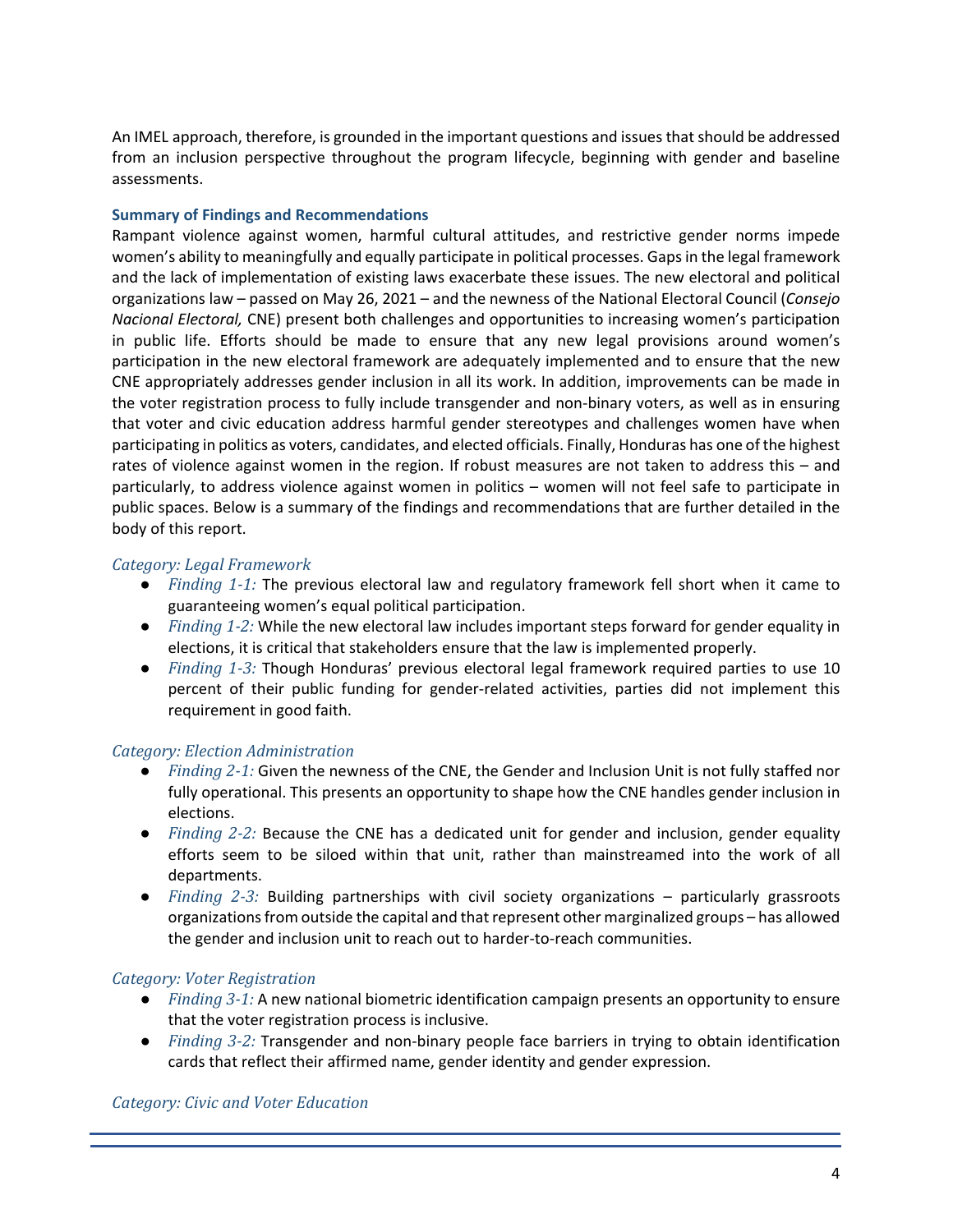An IMEL approach, therefore, is grounded in the important questions and issues that should be addressed from an inclusion perspective throughout the program lifecycle, beginning with gender and baseline assessments.

### Summary of Findings and Recommendations

Rampant violence against women, harmful cultural attitudes, and restrictive gender norms impede women's ability to meaningfully and equally participate in political processes. Gaps in the legal framework and the lack of implementation of existing laws exacerbate these issues. The new electoral and political organizations law – passed on May 26, 2021 – and the newness of the National Electoral Council (*Consejo Nacional Electoral,* CNE) present both challenges and opportunities to increasing women's participation in public life. Efforts should be made to ensure that any new legal provisions around women's participation in the new electoral framework are adequately implemented and to ensure that the new CNE appropriately addresses gender inclusion in all its work. In addition, improvements can be made in the voter registration process to fully include transgender and non-binary voters, as well as in ensuring that voter and civic education address harmful gender stereotypes and challenges women have when participating in politics as voters, candidates, and elected officials. Finally, Honduras has one of the highest rates of violence against women in the region. If robust measures are not taken to address this – and particularly, to address violence against women in politics – women will not feel safe to participate in public spaces. Below is a summary of the findings and recommendations that are further detailed in the body of this report.

*Category: Legal Framework*

- *Finding 1-1:* The previous electoral law and regulatory framework fell short when it came to guaranteeing women's equal political participation.
- *Finding 1-2:* While the new electoral law includes important steps forward for gender equality in elections, it is critical that stakeholders ensure that the law is implemented properly.
- *Finding 1-3:* Though Honduras' previous electoral legal framework required parties to use 10 percent of their public funding for gender-related activities, parties did not implement this requirement in good faith.

*Category: Election Administration*

- *Finding 2-1:* Given the newness of the CNE, the Gender and Inclusion Unit is not fully staffed nor fully operational. This presents an opportunity to shape how the CNE handles gender inclusion in elections.
- *Finding 2-2:* Because the CNE has a dedicated unit for gender and inclusion, gender equality efforts seem to be siloed within that unit, rather than mainstreamed into the work of all departments.
- *Finding 2-3:* Building partnerships with civil society organizations – particularly grassroots organizations from outside the capital and that represent other marginalized groups – has allowed the gender and inclusion unit to reach out to harder-to-reach communities.

*Category: Voter Registration*

- *Finding 3-1:* A new national biometric identification campaign presents an opportunity to ensure that the voter registration process is inclusive.
- *Finding 3-2:* Transgender and non-binary people face barriers in trying to obtain identification cards that reflect their affirmed name, gender identity and gender expression.

*Category: Civic and Voter Education*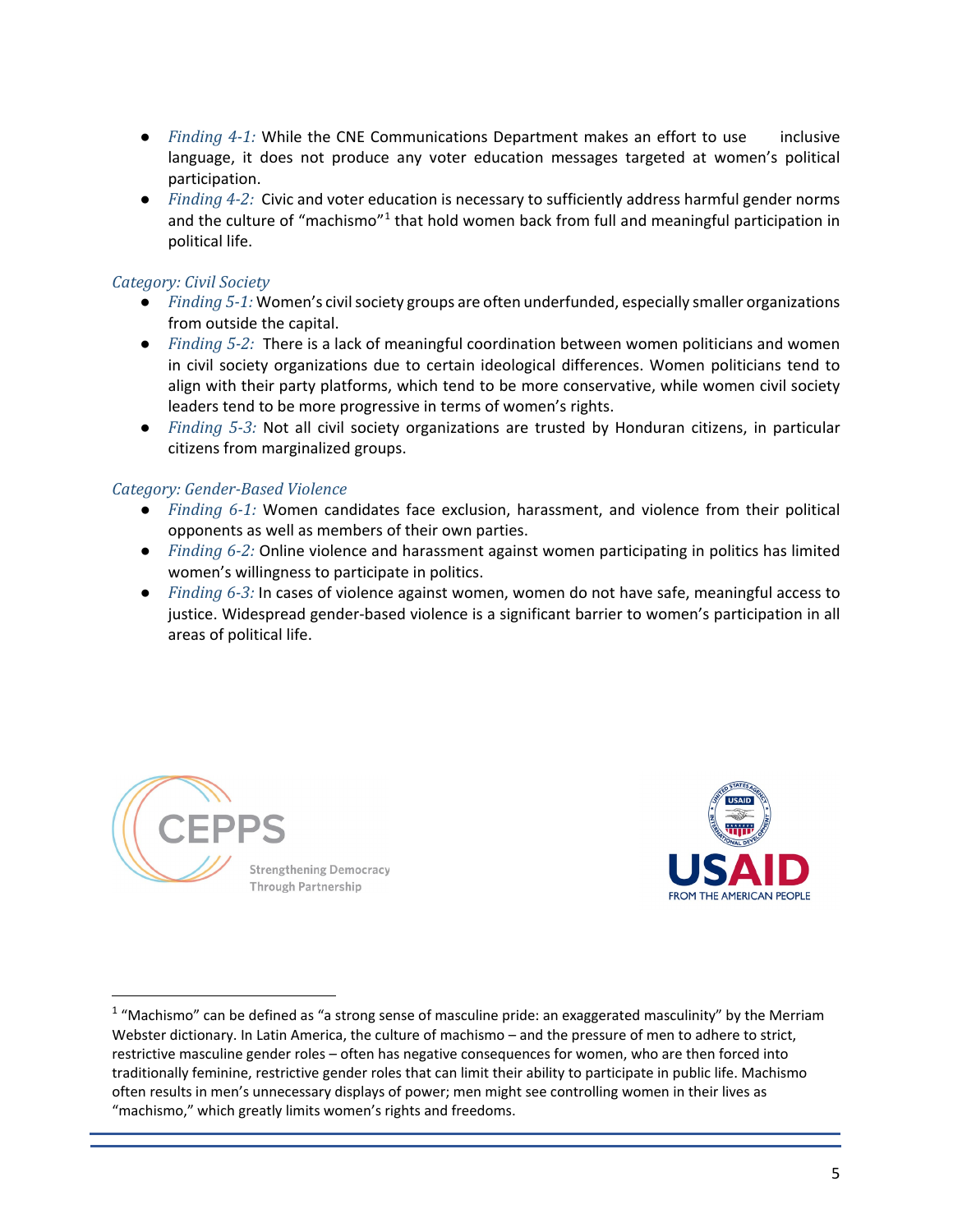- *Finding 4-1:* While the CNE Communications Department makes an effort to use inclusive language, it does not produce any voter education messages targeted at women's political participation.
- *Finding 4-2:* Civic and voter education is necessary to sufficiently address harmful gender norms and the culture of "machismo"[1] that hold women back from full and meaningful participation in political life.

*Category: Civil Society*

- *Finding 5-1:* Women's civil society groups are often underfunded, especially smaller organizations from outside the capital.
- *Finding 5-2:* There is a lack of meaningful coordination between women politicians and women in civil society organizations due to certain ideological differences. Women politicians tend to align with their party platforms, which tend to be more conservative, while women civil society leaders tend to be more progressive in terms of women's rights.
- *Finding 5-3:* Not all civil society organizations are trusted by Honduran citizens, in particular citizens from marginalized groups.

*Category: Gender-Based Violence*

- *Finding 6-1:* Women candidates face exclusion, harassment, and violence from their political opponents as well as members of their own parties.
- *Finding 6-2:* Online violence and harassment against women participating in politics has limited women's willingness to participate in politics.
- *Finding 6-3:* In cases of violence against women, women do not have safe, meaningful access to justice. Widespread gender-based violence is a significant barrier to women's participation in all areas of political life.

CEPPS
Strengthening Democracy Through Partnership

USAID
FROM THE AMERICAN PEOPLE

[1] "Machismo" can be defined as "a strong sense of masculine pride: an exaggerated masculinity" by the Merriam Webster dictionary. In Latin America, the culture of machismo – and the pressure of men to adhere to strict, restrictive masculine gender roles – often has negative consequences for women, who are then forced into traditionally feminine, restrictive gender roles that can limit their ability to participate in public life. Machismo often results in men's unnecessary displays of power; men might see controlling women in their lives as "machismo," which greatly limits women's rights and freedoms.